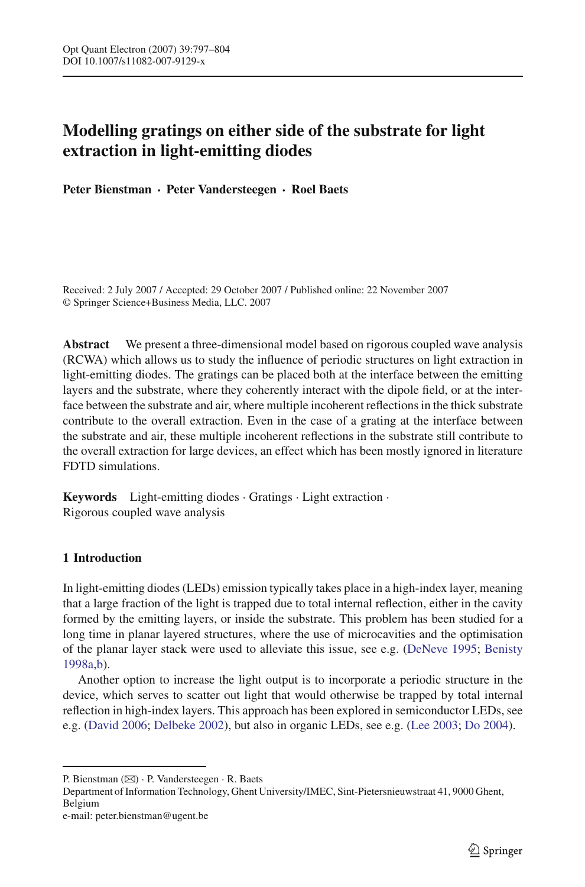# Modelling gratings on either side of the substrate for light extraction in light-emitting diodes

**Peter Bienstman · Peter Vandersteegen · Roel Baets**

Received: 2 July 2007 / Accepted: 29 October 2007 / Published online: 22 November 2007
© Springer Science+Business Media, LLC. 2007

**Abstract** We present a three-dimensional model based on rigorous coupled wave analysis (RCWA) which allows us to study the influence of periodic structures on light extraction in light-emitting diodes. The gratings can be placed both at the interface between the emitting layers and the substrate, where they coherently interact with the dipole field, or at the interface between the substrate and air, where multiple incoherent reflections in the thick substrate contribute to the overall extraction. Even in the case of a grating at the interface between the substrate and air, these multiple incoherent reflections in the substrate still contribute to the overall extraction for large devices, an effect which has been mostly ignored in literature FDTD simulations.

**Keywords** Light-emitting diodes · Gratings · Light extraction · Rigorous coupled wave analysis

## 1 Introduction

In light-emitting diodes (LEDs) emission typically takes place in a high-index layer, meaning that a large fraction of the light is trapped due to total internal reflection, either in the cavity formed by the emitting layers, or inside the substrate. This problem has been studied for a long time in planar layered structures, where the use of microcavities and the optimisation of the planar layer stack were used to alleviate this issue, see e.g. (DeNeve 1995; Benisty 1998a,b).

Another option to increase the light output is to incorporate a periodic structure in the device, which serves to scatter out light that would otherwise be trapped by total internal reflection in high-index layers. This approach has been explored in semiconductor LEDs, see e.g. (David 2006; Delbeke 2002), but also in organic LEDs, see e.g. (Lee 2003; Do 2004).

P. Bienstman (✉) · P. Vandersteegen · R. Baets
Department of Information Technology, Ghent University/IMEC, Sint-Pietersnieuwstraat 41, 9000 Ghent, Belgium
e-mail: peter.bienstman@ugent.be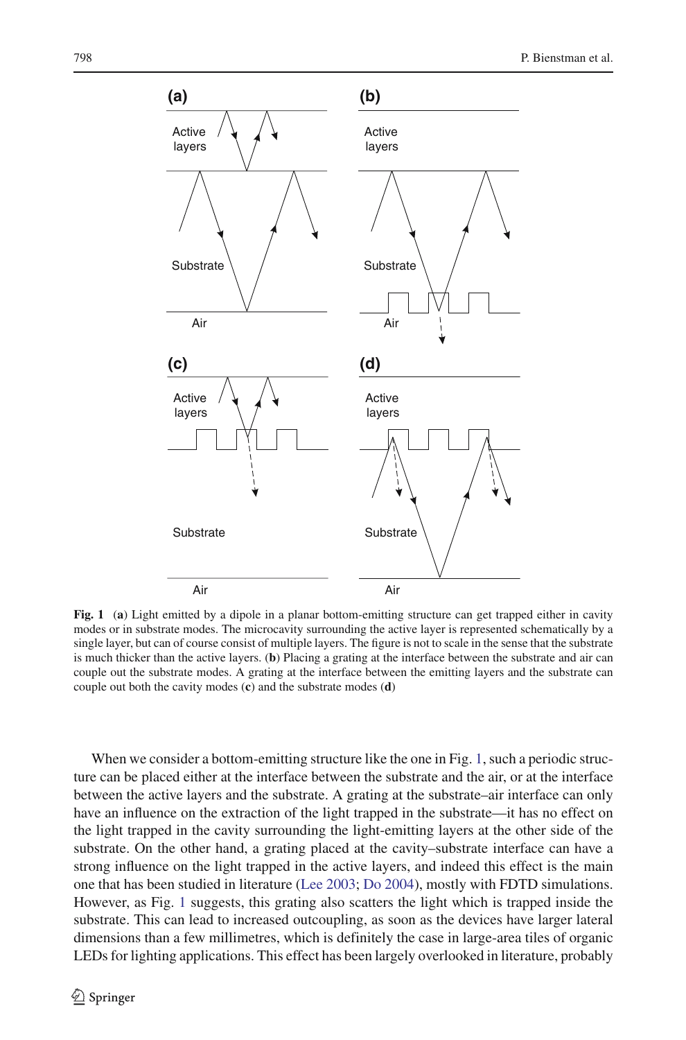**Fig. 1** (**a**) Light emitted by a dipole in a planar bottom-emitting structure can get trapped either in cavity modes or in substrate modes. The microcavity surrounding the active layer is represented schematically by a single layer, but can of course consist of multiple layers. The figure is not to scale in the sense that the substrate is much thicker than the active layers. (**b**) Placing a grating at the interface between the substrate and air can couple out the substrate modes. A grating at the interface between the emitting layers and the substrate can couple out both the cavity modes (**c**) and the substrate modes (**d**)

When we consider a bottom-emitting structure like the one in Fig. 1, such a periodic structure can be placed either at the interface between the substrate and the air, or at the interface between the active layers and the substrate. A grating at the substrate–air interface can only have an influence on the extraction of the light trapped in the substrate—it has no effect on the light trapped in the cavity surrounding the light-emitting layers at the other side of the substrate. On the other hand, a grating placed at the cavity–substrate interface can have a strong influence on the light trapped in the active layers, and indeed this effect is the main one that has been studied in literature (Lee 2003; Do 2004), mostly with FDTD simulations. However, as Fig. 1 suggests, this grating also scatters the light which is trapped inside the substrate. This can lead to increased outcoupling, as soon as the devices have larger lateral dimensions than a few millimetres, which is definitely the case in large-area tiles of organic LEDs for lighting applications. This effect has been largely overlooked in literature, probably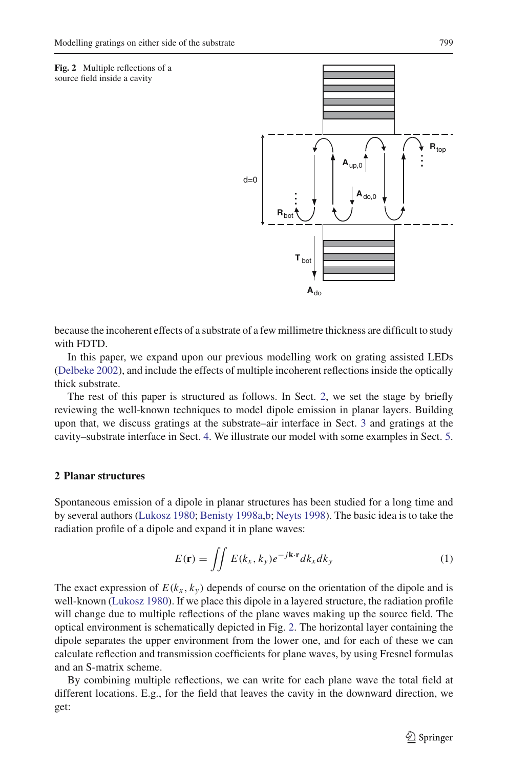Fig. 2 Multiple reflections of a source field inside a cavity

because the incoherent effects of a substrate of a few millimetre thickness are difficult to study with FDTD.

In this paper, we expand upon our previous modelling work on grating assisted LEDs (Delbeke 2002), and include the effects of multiple incoherent reflections inside the optically thick substrate.

The rest of this paper is structured as follows. In Sect. 2, we set the stage by briefly reviewing the well-known techniques to model dipole emission in planar layers. Building upon that, we discuss gratings at the substrate–air interface in Sect. 3 and gratings at the cavity–substrate interface in Sect. 4. We illustrate our model with some examples in Sect. 5.

## 2 Planar structures

Spontaneous emission of a dipole in planar structures has been studied for a long time and by several authors (Lukosz 1980; Benisty 1998a,b; Neyts 1998). The basic idea is to take the radiation profile of a dipole and expand it in plane waves:

$$E(\mathbf{r}) = \iint E(k_x, k_y) e^{-j\mathbf{k}\cdot\mathbf{r}} dk_x dk_y \tag{1}$$

The exact expression of $E(k_x, k_y)$ depends of course on the orientation of the dipole and is well-known (Lukosz 1980). If we place this dipole in a layered structure, the radiation profile will change due to multiple reflections of the plane waves making up the source field. The optical environment is schematically depicted in Fig. 2. The horizontal layer containing the dipole separates the upper environment from the lower one, and for each of these we can calculate reflection and transmission coefficients for plane waves, by using Fresnel formulas and an S-matrix scheme.

By combining multiple reflections, we can write for each plane wave the total field at different locations. E.g., for the field that leaves the cavity in the downward direction, we get: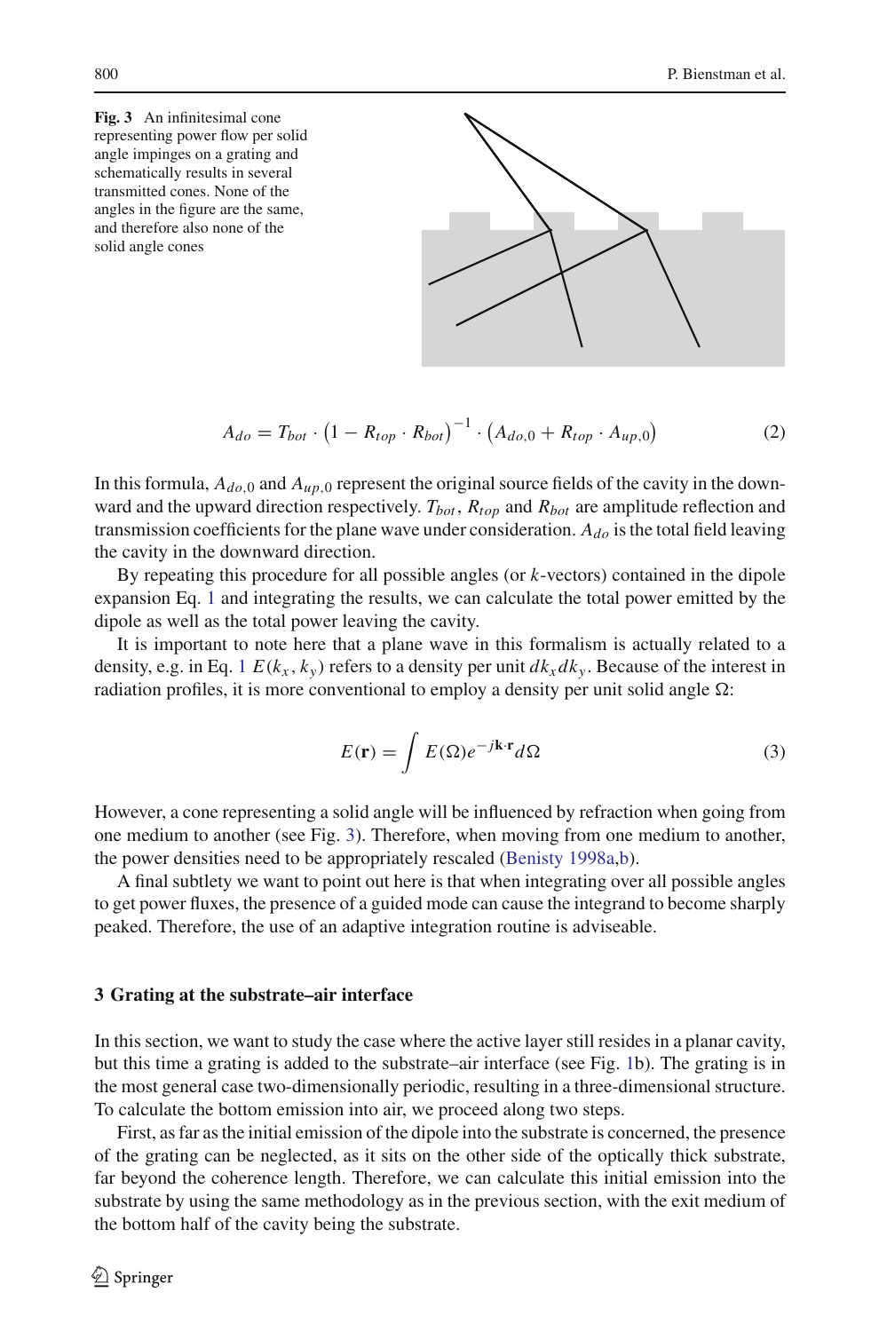**Fig. 3** An infinitesimal cone representing power flow per solid angle impinges on a grating and schematically results in several transmitted cones. None of the angles in the figure are the same, and therefore also none of the solid angle cones

$$A_{do} = T_{bot} \cdot \left(1 - R_{top} \cdot R_{bot}\right)^{-1} \cdot \left(A_{do,0} + R_{top} \cdot A_{up,0}\right) \tag{2}$$

In this formula, $A_{do,0}$ and $A_{up,0}$ represent the original source fields of the cavity in the downward and the upward direction respectively. $T_{bot}$, $R_{top}$ and $R_{bot}$ are amplitude reflection and transmission coefficients for the plane wave under consideration. $A_{do}$ is the total field leaving the cavity in the downward direction.

By repeating this procedure for all possible angles (or $k$-vectors) contained in the dipole expansion Eq. 1 and integrating the results, we can calculate the total power emitted by the dipole as well as the total power leaving the cavity.

It is important to note here that a plane wave in this formalism is actually related to a density, e.g. in Eq. 1 $E(k_x, k_y)$ refers to a density per unit $dk_x dk_y$. Because of the interest in radiation profiles, it is more conventional to employ a density per unit solid angle $\Omega$:

$$E(\mathbf{r}) = \int E(\Omega) e^{-j\mathbf{k}\cdot\mathbf{r}} d\Omega \tag{3}$$

However, a cone representing a solid angle will be influenced by refraction when going from one medium to another (see Fig. 3). Therefore, when moving from one medium to another, the power densities need to be appropriately rescaled (Benisty 1998a,b).

A final subtlety we want to point out here is that when integrating over all possible angles to get power fluxes, the presence of a guided mode can cause the integrand to become sharply peaked. Therefore, the use of an adaptive integration routine is adviseable.

## 3 Grating at the substrate–air interface

In this section, we want to study the case where the active layer still resides in a planar cavity, but this time a grating is added to the substrate–air interface (see Fig. 1b). The grating is in the most general case two-dimensionally periodic, resulting in a three-dimensional structure. To calculate the bottom emission into air, we proceed along two steps.

First, as far as the initial emission of the dipole into the substrate is concerned, the presence of the grating can be neglected, as it sits on the other side of the optically thick substrate, far beyond the coherence length. Therefore, we can calculate this initial emission into the substrate by using the same methodology as in the previous section, with the exit medium of the bottom half of the cavity being the substrate.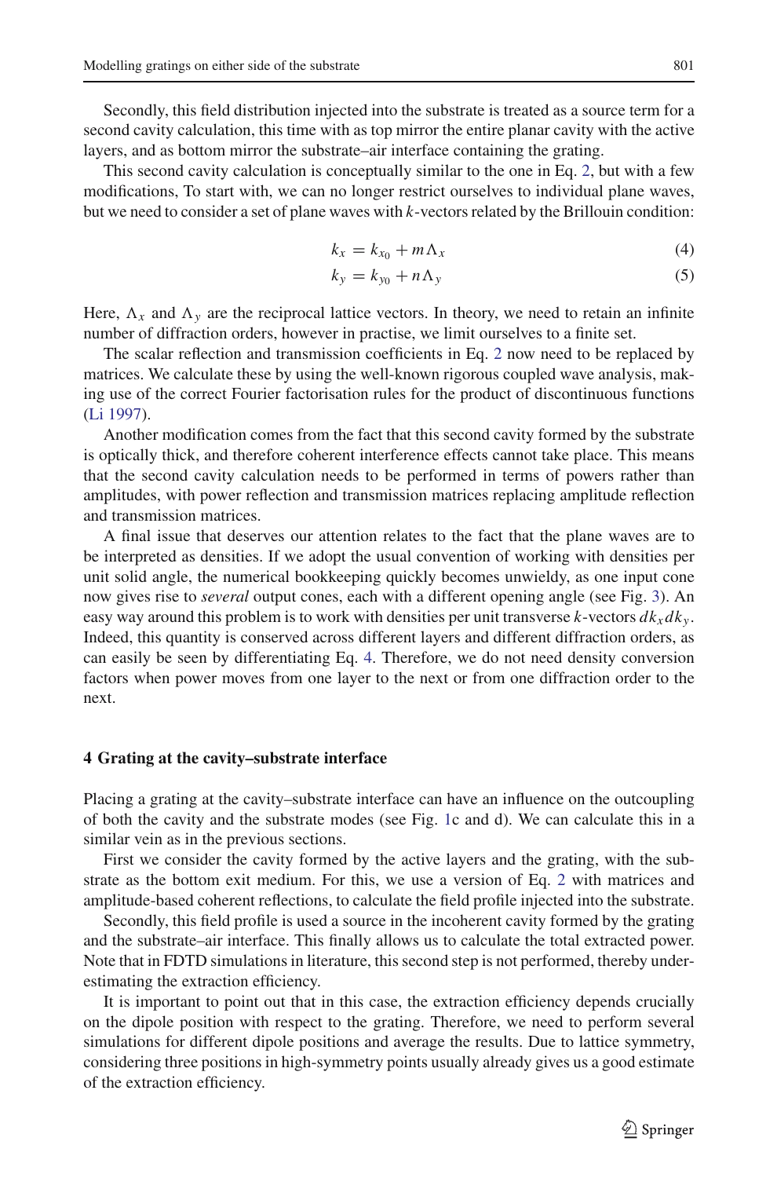Secondly, this field distribution injected into the substrate is treated as a source term for a second cavity calculation, this time with as top mirror the entire planar cavity with the active layers, and as bottom mirror the substrate–air interface containing the grating.

This second cavity calculation is conceptually similar to the one in Eq. 2, but with a few modifications, To start with, we can no longer restrict ourselves to individual plane waves, but we need to consider a set of plane waves with $k$-vectors related by the Brillouin condition:

$$k_x = k_{x_0} + m\Lambda_x \tag{4}$$

$$k_y = k_{y_0} + n\Lambda_y \tag{5}$$

Here, $\Lambda_x$ and $\Lambda_y$ are the reciprocal lattice vectors. In theory, we need to retain an infinite number of diffraction orders, however in practise, we limit ourselves to a finite set.

The scalar reflection and transmission coefficients in Eq. 2 now need to be replaced by matrices. We calculate these by using the well-known rigorous coupled wave analysis, making use of the correct Fourier factorisation rules for the product of discontinuous functions (Li 1997).

Another modification comes from the fact that this second cavity formed by the substrate is optically thick, and therefore coherent interference effects cannot take place. This means that the second cavity calculation needs to be performed in terms of powers rather than amplitudes, with power reflection and transmission matrices replacing amplitude reflection and transmission matrices.

A final issue that deserves our attention relates to the fact that the plane waves are to be interpreted as densities. If we adopt the usual convention of working with densities per unit solid angle, the numerical bookkeeping quickly becomes unwieldy, as one input cone now gives rise to *several* output cones, each with a different opening angle (see Fig. 3). An easy way around this problem is to work with densities per unit transverse $k$-vectors $dk_x dk_y$. Indeed, this quantity is conserved across different layers and different diffraction orders, as can easily be seen by differentiating Eq. 4. Therefore, we do not need density conversion factors when power moves from one layer to the next or from one diffraction order to the next.

## 4 Grating at the cavity–substrate interface

Placing a grating at the cavity–substrate interface can have an influence on the outcoupling of both the cavity and the substrate modes (see Fig. 1c and d). We can calculate this in a similar vein as in the previous sections.

First we consider the cavity formed by the active layers and the grating, with the substrate as the bottom exit medium. For this, we use a version of Eq. 2 with matrices and amplitude-based coherent reflections, to calculate the field profile injected into the substrate.

Secondly, this field profile is used a source in the incoherent cavity formed by the grating and the substrate–air interface. This finally allows us to calculate the total extracted power. Note that in FDTD simulations in literature, this second step is not performed, thereby underestimating the extraction efficiency.

It is important to point out that in this case, the extraction efficiency depends crucially on the dipole position with respect to the grating. Therefore, we need to perform several simulations for different dipole positions and average the results. Due to lattice symmetry, considering three positions in high-symmetry points usually already gives us a good estimate of the extraction efficiency.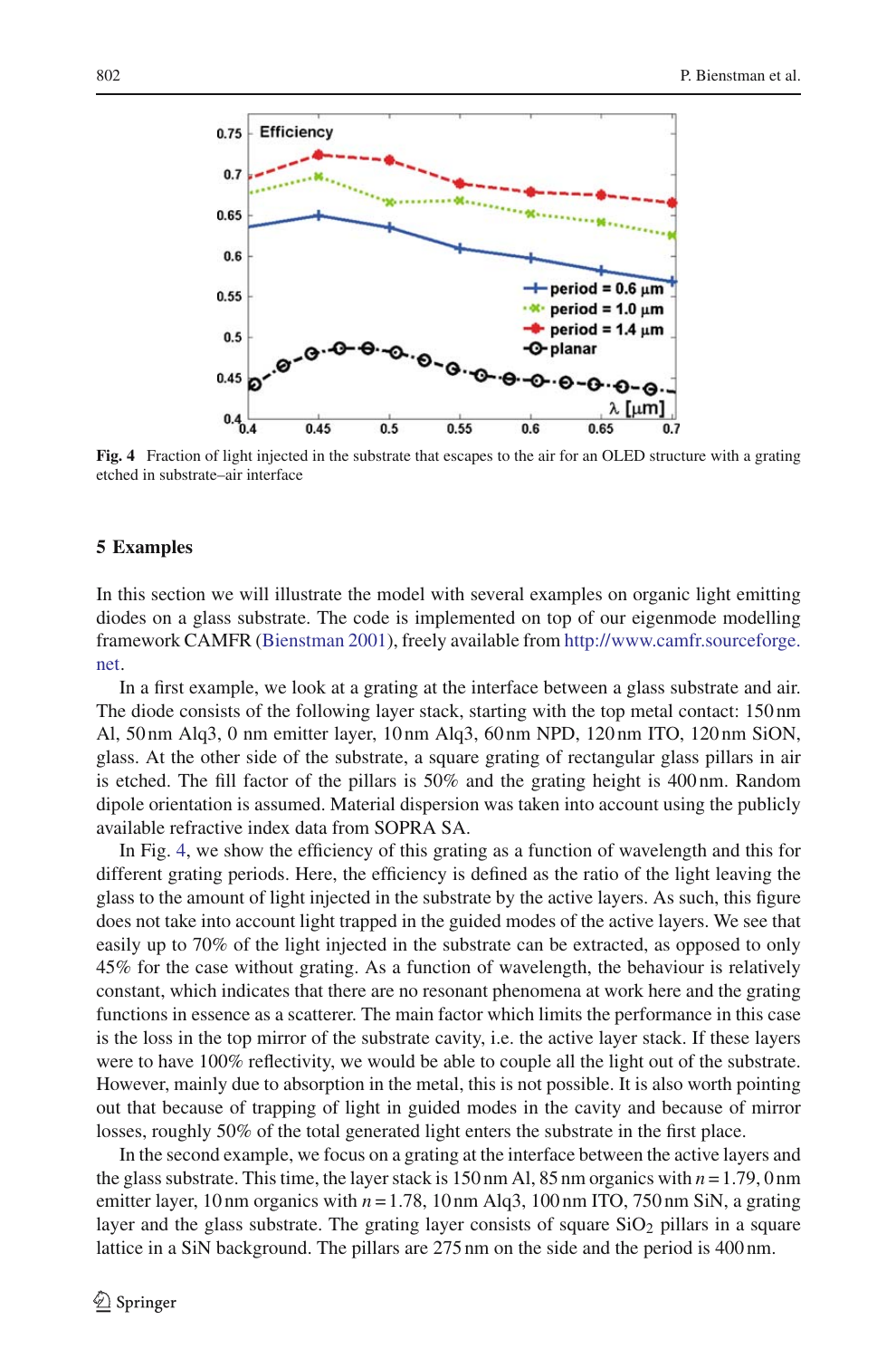Fig. 4 Fraction of light injected in the substrate that escapes to the air for an OLED structure with a grating etched in substrate–air interface

## 5 Examples

In this section we will illustrate the model with several examples on organic light emitting diodes on a glass substrate. The code is implemented on top of our eigenmode modelling framework CAMFR (Bienstman 2001), freely available from http://www.camfr.sourceforge.net.

In a first example, we look at a grating at the interface between a glass substrate and air. The diode consists of the following layer stack, starting with the top metal contact: 150 nm Al, 50 nm Alq3, 0 nm emitter layer, 10 nm Alq3, 60 nm NPD, 120 nm ITO, 120 nm SiON, glass. At the other side of the substrate, a square grating of rectangular glass pillars in air is etched. The fill factor of the pillars is 50% and the grating height is 400 nm. Random dipole orientation is assumed. Material dispersion was taken into account using the publicly available refractive index data from SOPRA SA.

In Fig. 4, we show the efficiency of this grating as a function of wavelength and this for different grating periods. Here, the efficiency is defined as the ratio of the light leaving the glass to the amount of light injected in the substrate by the active layers. As such, this figure does not take into account light trapped in the guided modes of the active layers. We see that easily up to 70% of the light injected in the substrate can be extracted, as opposed to only 45% for the case without grating. As a function of wavelength, the behaviour is relatively constant, which indicates that there are no resonant phenomena at work here and the grating functions in essence as a scatterer. The main factor which limits the performance in this case is the loss in the top mirror of the substrate cavity, i.e. the active layer stack. If these layers were to have 100% reflectivity, we would be able to couple all the light out of the substrate. However, mainly due to absorption in the metal, this is not possible. It is also worth pointing out that because of trapping of light in guided modes in the cavity and because of mirror losses, roughly 50% of the total generated light enters the substrate in the first place.

In the second example, we focus on a grating at the interface between the active layers and the glass substrate. This time, the layer stack is 150 nm Al, 85 nm organics with $n = 1.79$, 0 nm emitter layer, 10 nm organics with $n = 1.78$, 10 nm Alq3, 100 nm ITO, 750 nm SiN, a grating layer and the glass substrate. The grating layer consists of square $SiO_2$ pillars in a square lattice in a SiN background. The pillars are 275 nm on the side and the period is 400 nm.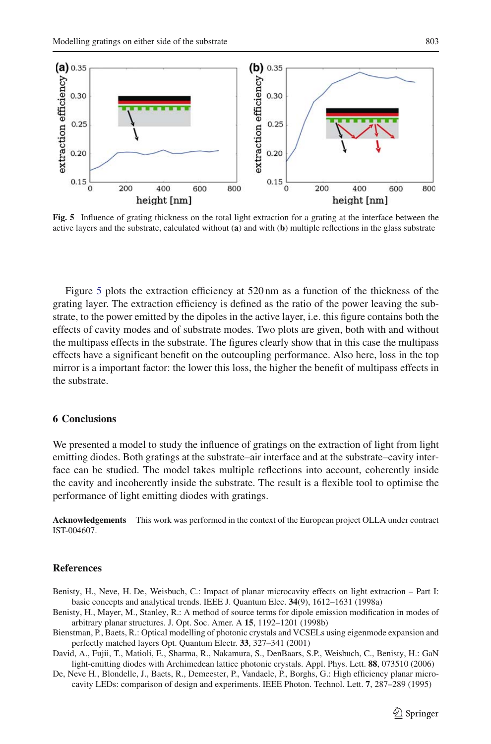**Fig. 5** Influence of grating thickness on the total light extraction for a grating at the interface between the active layers and the substrate, calculated without (**a**) and with (**b**) multiple reflections in the glass substrate

Figure 5 plots the extraction efficiency at 520 nm as a function of the thickness of the grating layer. The extraction efficiency is defined as the ratio of the power leaving the substrate, to the power emitted by the dipoles in the active layer, i.e. this figure contains both the effects of cavity modes and of substrate modes. Two plots are given, both with and without the multipass effects in the substrate. The figures clearly show that in this case the multipass effects have a significant benefit on the outcoupling performance. Also here, loss in the top mirror is a important factor: the lower this loss, the higher the benefit of multipass effects in the substrate.

## 6 Conclusions

We presented a model to study the influence of gratings on the extraction of light from light emitting diodes. Both gratings at the substrate–air interface and at the substrate–cavity interface can be studied. The model takes multiple reflections into account, coherently inside the cavity and incoherently inside the substrate. The result is a flexible tool to optimise the performance of light emitting diodes with gratings.

**Acknowledgements** This work was performed in the context of the European project OLLA under contract IST-004607.

## References

Benisty, H., Neve, H. De, Weisbuch, C.: Impact of planar microcavity effects on light extraction – Part I: basic concepts and analytical trends. IEEE J. Quantum Elec. **34**(9), 1612–1631 (1998a)

Benisty, H., Mayer, M., Stanley, R.: A method of source terms for dipole emission modification in modes of arbitrary planar structures. J. Opt. Soc. Amer. A **15**, 1192–1201 (1998b)

Bienstman, P., Baets, R.: Optical modelling of photonic crystals and VCSELs using eigenmode expansion and perfectly matched layers Opt. Quantum Electr. **33**, 327–341 (2001)

David, A., Fujii, T., Matioli, E., Sharma, R., Nakamura, S., DenBaars, S.P., Weisbuch, C., Benisty, H.: GaN light-emitting diodes with Archimedean lattice photonic crystals. Appl. Phys. Lett. **88**, 073510 (2006)

De, Neve H., Blondelle, J., Baets, R., Demeester, P., Vandaele, P., Borghs, G.: High efficiency planar microcavity LEDs: comparison of design and experiments. IEEE Photon. Technol. Lett. **7**, 287–289 (1995)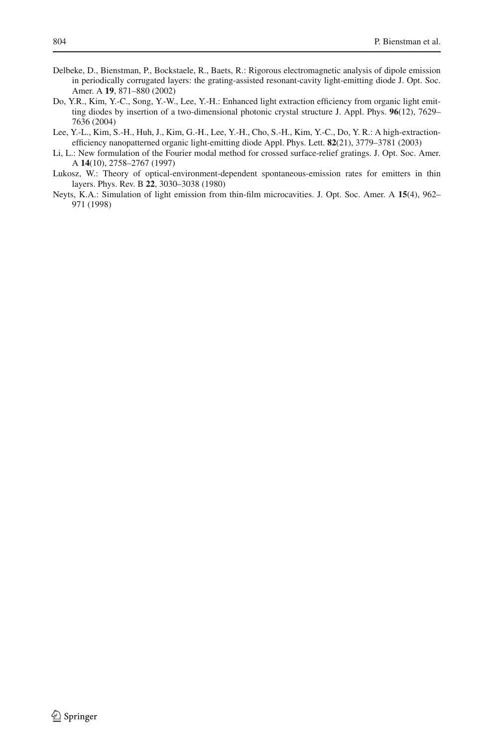Delbeke, D., Bienstman, P., Bockstaele, R., Baets, R.: Rigorous electromagnetic analysis of dipole emission in periodically corrugated layers: the grating-assisted resonant-cavity light-emitting diode J. Opt. Soc. Amer. A **19**, 871–880 (2002)

Do, Y.R., Kim, Y.-C., Song, Y.-W., Lee, Y.-H.: Enhanced light extraction efficiency from organic light emitting diodes by insertion of a two-dimensional photonic crystal structure J. Appl. Phys. **96**(12), 7629–7636 (2004)

Lee, Y.-L., Kim, S.-H., Huh, J., Kim, G.-H., Lee, Y.-H., Cho, S.-H., Kim, Y.-C., Do, Y. R.: A high-extraction-efficiency nanopatterned organic light-emitting diode Appl. Phys. Lett. **82**(21), 3779–3781 (2003)

Li, L.: New formulation of the Fourier modal method for crossed surface-relief gratings. J. Opt. Soc. Amer. A **14**(10), 2758–2767 (1997)

Lukosz, W.: Theory of optical-environment-dependent spontaneous-emission rates for emitters in thin layers. Phys. Rev. B **22**, 3030–3038 (1980)

Neyts, K.A.: Simulation of light emission from thin-film microcavities. J. Opt. Soc. Amer. A **15**(4), 962–971 (1998)